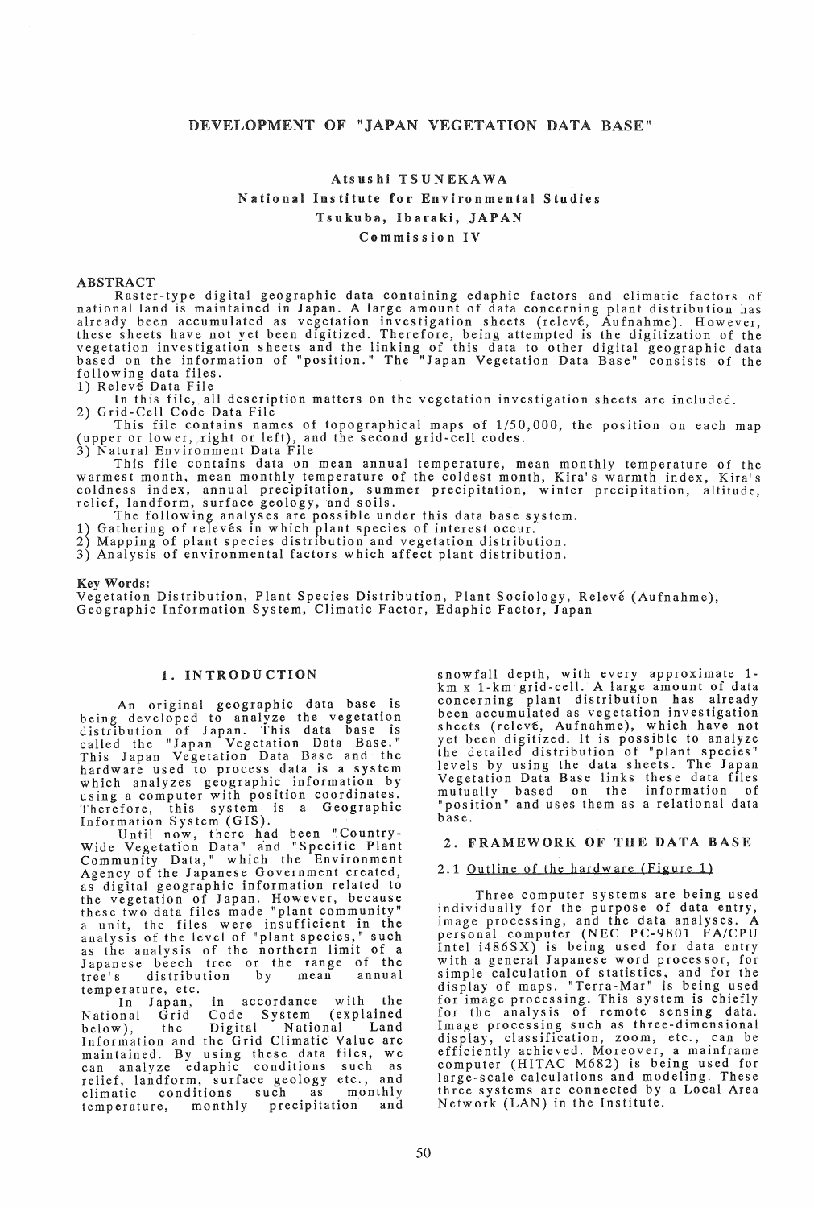# DEVELOPMENT OF "JAPAN VEGETATION DATA BASE"

Atsushi TSUNEKAWA
National Institute for Environmental Studies
Tsukuba, Ibaraki, JAPAN
Commission IV

## ABSTRACT

Raster-type digital geographic data containing edaphic factors and climatic factors of national land is maintained in Japan. A large amount of data concerning plant distribution has already been accumulated as vegetation investigation sheets (relevé, Aufnahme). However, these sheets have not yet been digitized. Therefore, being attempted is the digitization of the vegetation investigation sheets and the linking of this data to other digital geographic data based on the information of "position." The "Japan Vegetation Data Base" consists of the following data files.

1) Relevé Data File
In this file, all description matters on the vegetation investigation sheets are included.
2) Grid-Cell Code Data File
This file contains names of topographical maps of 1/50,000, the position on each map (upper or lower, right or left), and the second grid-cell codes.
3) Natural Environment Data File
This file contains data on mean annual temperature, mean monthly temperature of the warmest month, mean monthly temperature of the coldest month, Kira's warmth index, Kira's coldness index, annual precipitation, summer precipitation, winter precipitation, altitude, relief, landform, surface geology, and soils.

The following analyses are possible under this data base system.

1) Gathering of relevés in which plant species of interest occur.
2) Mapping of plant species distribution and vegetation distribution.
3) Analysis of environmental factors which affect plant distribution.

**Key Words:**
Vegetation Distribution, Plant Species Distribution, Plant Sociology, Relevé (Aufnahme), Geographic Information System, Climatic Factor, Edaphic Factor, Japan

## 1. INTRODUCTION

An original geographic data base is being developed to analyze the vegetation distribution of Japan. This data base is called the "Japan Vegetation Data Base." This Japan Vegetation Data Base and the hardware used to process data is a system which analyzes geographic information by using a computer with position coordinates. Therefore, this system is a Geographic Information System (GIS).

Until now, there had been "Country-Wide Vegetation Data" and "Specific Plant Community Data," which the Environment Agency of the Japanese Government created, as digital geographic information related to the vegetation of Japan. However, because these two data files made "plant community" a unit, the files were insufficient in the analysis of the level of "plant species," such as the analysis of the northern limit of a Japanese beech tree or the range of the tree's distribution by mean annual temperature, etc.

In Japan, in accordance with the National Grid Code System (explained below), the Digital National Land Information and the Grid Climatic Value are maintained. By using these data files, we can analyze edaphic conditions such as relief, landform, surface geology etc., and climatic conditions such as monthly temperature, monthly precipitation and snowfall depth, with every approximate 1-km x 1-km grid-cell. A large amount of data concerning plant distribution has already been accumulated as vegetation investigation sheets (relevé, Aufnahme), which have not yet been digitized. It is possible to analyze the detailed distribution of "plant species" levels by using the data sheets. The Japan Vegetation Data Base links these data files mutually based on the information of "position" and uses them as a relational data base.

## 2. FRAMEWORK OF THE DATA BASE

### 2.1 Outline of the hardware (Figure 1)

Three computer systems are being used individually for the purpose of data entry, image processing, and the data analyses. A personal computer (NEC PC-9801 FA/CPU Intel i486SX) is being used for data entry with a general Japanese word processor, for simple calculation of statistics, and for the display of maps. "Terra-Mar" is being used for image processing. This system is chiefly for the analysis of remote sensing data. Image processing such as three-dimensional display, classification, zoom, etc., can be efficiently achieved. Moreover, a mainframe computer (HITAC M682) is being used for large-scale calculations and modeling. These three systems are connected by a Local Area Network (LAN) in the Institute.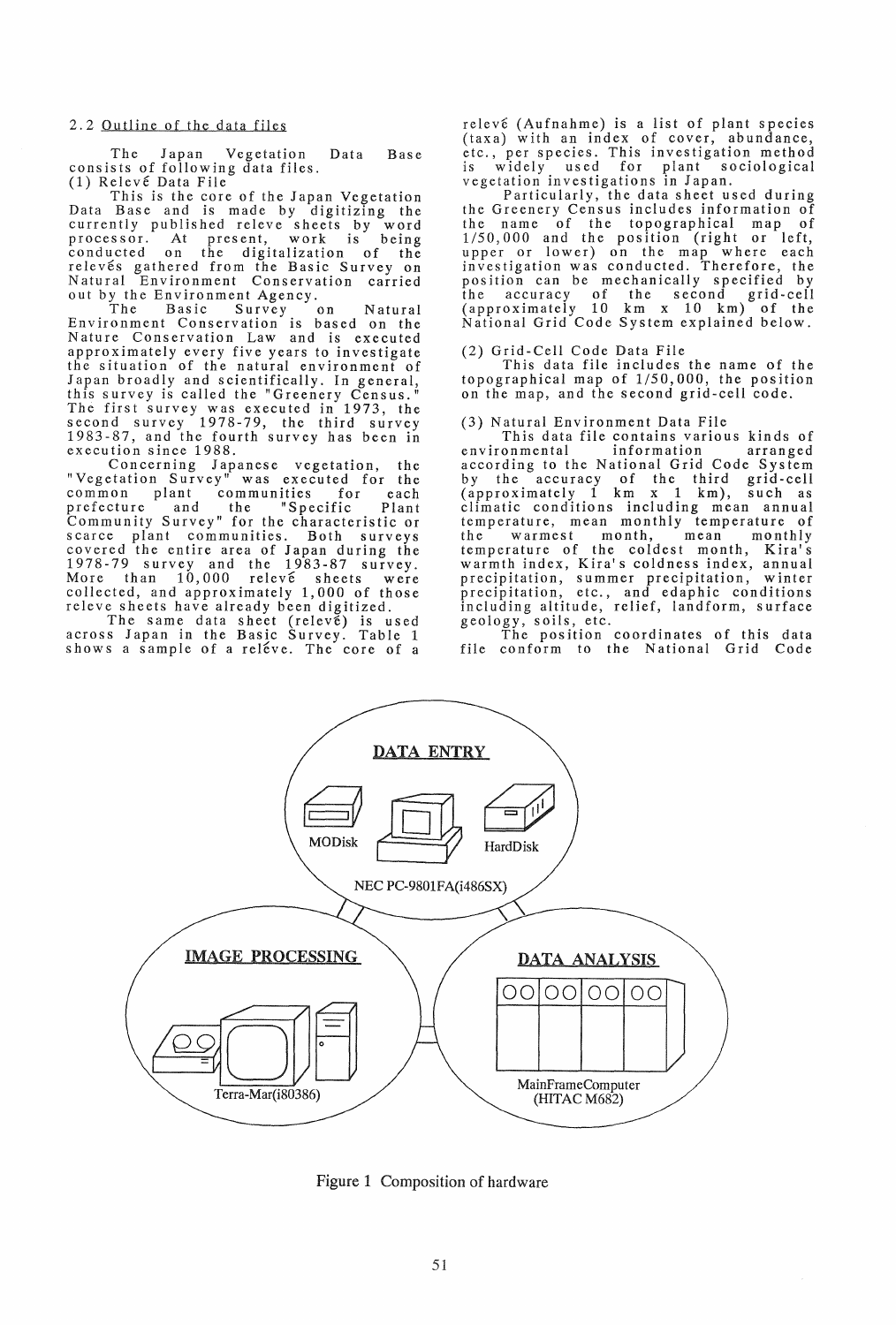## 2.2 Outline of the data files

The Japan Vegetation Data Base consists of following data files.

(1) Relevé Data File

This is the core of the Japan Vegetation Data Base and is made by digitizing the currently published releve sheets by word processor. At present, work is being conducted on the digitalization of the relevés gathered from the Basic Survey on Natural Environment Conservation carried out by the Environment Agency.

The Basic Survey on Natural Environment Conservation is based on the Nature Conservation Law and is executed approximately every five years to investigate the situation of the natural environment of Japan broadly and scientifically. In general, this survey is called the "Greenery Census." The first survey was executed in 1973, the second survey 1978-79, the third survey 1983-87, and the fourth survey has been in execution since 1988.

Concerning Japanese vegetation, the "Vegetation Survey" was executed for the common plant communities for each prefecture and the "Specific Plant Community Survey" for the characteristic or scarce plant communities. Both surveys covered the entire area of Japan during the 1978-79 survey and the 1983-87 survey. More than 10,000 relevé sheets were collected, and approximately 1,000 of those releve sheets have already been digitized.

The same data sheet (relevé) is used across Japan in the Basic Survey. Table 1 shows a sample of a relève. The core of a relevé (Aufnahme) is a list of plant species (taxa) with an index of cover, abundance, etc., per species. This investigation method is widely used for plant sociological vegetation investigations in Japan.

Particularly, the data sheet used during the Greenery Census includes information of the name of the topographical map of 1/50,000 and the position (right or left, upper or lower) on the map where each investigation was conducted. Therefore, the position can be mechanically specified by the accuracy of the second grid-cell (approximately 10 km x 10 km) of the National Grid Code System explained below.

(2) Grid-Cell Code Data File

This data file includes the name of the topographical map of 1/50,000, the position on the map, and the second grid-cell code.

(3) Natural Environment Data File

This data file contains various kinds of environmental information arranged according to the National Grid Code System by the accuracy of the third grid-cell (approximately 1 km x 1 km), such as climatic conditions including mean annual temperature, mean monthly temperature of the warmest month, mean monthly temperature of the coldest month, Kira's warmth index, Kira's coldness index, annual precipitation, summer precipitation, winter precipitation, etc., and edaphic conditions including altitude, relief, landform, surface geology, soils, etc.

The position coordinates of this data file conform to the National Grid Code

DATA ENTRY

MODisk HardDisk

NEC PC-9801FA(i486SX)

IMAGE PROCESSING

Terra-Mar(i80386)

DATA ANALYSIS

MainFrameComputer (HITAC M682)

Figure 1 Composition of hardware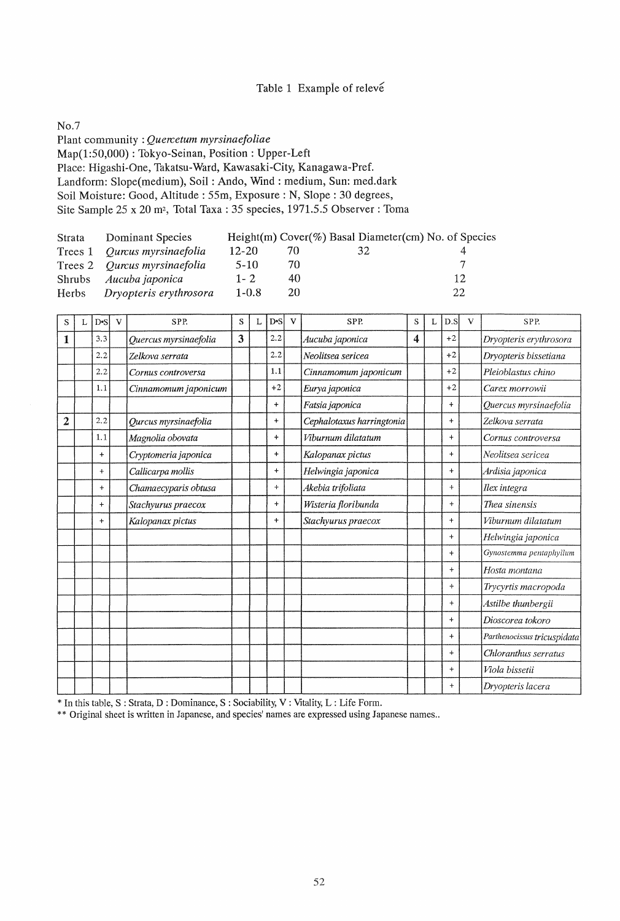Table 1 Example of relevé

No.7

Plant community : *Quercetum myrsinaefoliae*

Map(1:50,000) : Tokyo-Seinan, Position : Upper-Left

Place: Higashi-One, Takatsu-Ward, Kawasaki-City, Kanagawa-Pref.

Landform: Slope(medium), Soil : Ando, Wind : medium, Sun: med.dark

Soil Moisture: Good, Altitude : 55m, Exposure : N, Slope : 30 degrees,

Site Sample 25 x 20 m², Total Taxa : 35 species, 1971.5.5 Observer : Toma

| Strata | Dominant Species | Height(m) | Cover(%) | Basal Diameter(cm) | No. of Species |
|---|---|---|---|---|---|
| Trees 1 | *Qurcus myrsinaefolia* | 12-20 | 70 | 32 | 4 |
| Trees 2 | *Qurcus myrsinaefolia* | 5-10 | 70 | | 7 |
| Shrubs | *Aucuba japonica* | 1- 2 | 40 | | 12 |
| Herbs | *Dryopteris erythrosora* | 1-0.8 | 20 | | 22 |

| S | L | D•S | V | SPP. | S | L | D•S | V | SPP. | S | L | D.S | V | SPP. |
|---|---|---|---|---|---|---|---|---|---|---|---|---|---|---|
| **1** | | 3.3 | | *Quercus myrsinaefolia* | **3** | | 2.2 | | *Aucuba japonica* | **4** | | +2 | | *Dryopteris erythrosora* |
| | | 2.2 | | *Zelkova serrata* | | | 2.2 | | *Neolitsea sericea* | | | +2 | | *Dryopteris bissetiana* |
| | | 2.2 | | *Cornus controversa* | | | 1.1 | | *Cinnamomum japonicum* | | | +2 | | *Pleioblastus chino* |
| | | 1.1 | | *Cinnamomum japonicum* | | | +2 | | *Eurya japonica* | | | +2 | | *Carex morrowii* |
| | | | | | | | + | | *Fatsia japonica* | | | + | | *Quercus myrsinaefolia* |
| **2** | | 2.2 | | *Qurcus myrsinaefolia* | | | + | | *Cephalotaxus harringtonia* | | | + | | *Zelkova serrata* |
| | | 1.1 | | *Magnolia obovata* | | | + | | *Viburnum dilatatum* | | | + | | *Cornus controversa* |
| | | + | | *Cryptomeria japonica* | | | + | | *Kalopanax pictus* | | | + | | *Neolitsea sericea* |
| | | + | | *Callicarpa mollis* | | | + | | *Helwingia japonica* | | | + | | *Ardisia japonica* |
| | | + | | *Chamaecyparis obtusa* | | | + | | *Akebia trifoliata* | | | + | | *Ilex integra* |
| | | + | | *Stachyurus praecox* | | | + | | *Wisteria floribunda* | | | + | | *Thea sinensis* |
| | | + | | *Kalopanax pictus* | | | + | | *Stachyurus praecox* | | | + | | *Viburnum dilatatum* |
| | | | | | | | | | | | | + | | *Helwingia japonica* |
| | | | | | | | | | | | | + | | *Gynostemma pentaphyllum* |
| | | | | | | | | | | | | + | | *Hosta montana* |
| | | | | | | | | | | | | + | | *Trycyrtis macropoda* |
| | | | | | | | | | | | | + | | *Astilbe thunbergii* |
| | | | | | | | | | | | | + | | *Dioscorea tokoro* |
| | | | | | | | | | | | | + | | *Parthenocissus tricuspidata* |
| | | | | | | | | | | | | + | | *Chloranthus serratus* |
| | | | | | | | | | | | | + | | *Viola bissetii* |
| | | | | | | | | | | | | + | | *Dryopteris lacera* |

* In this table, S : Strata, D : Dominance, S : Sociability, V : Vitality, L : Life Form.

** Original sheet is written in Japanese, and species' names are expressed using Japanese names..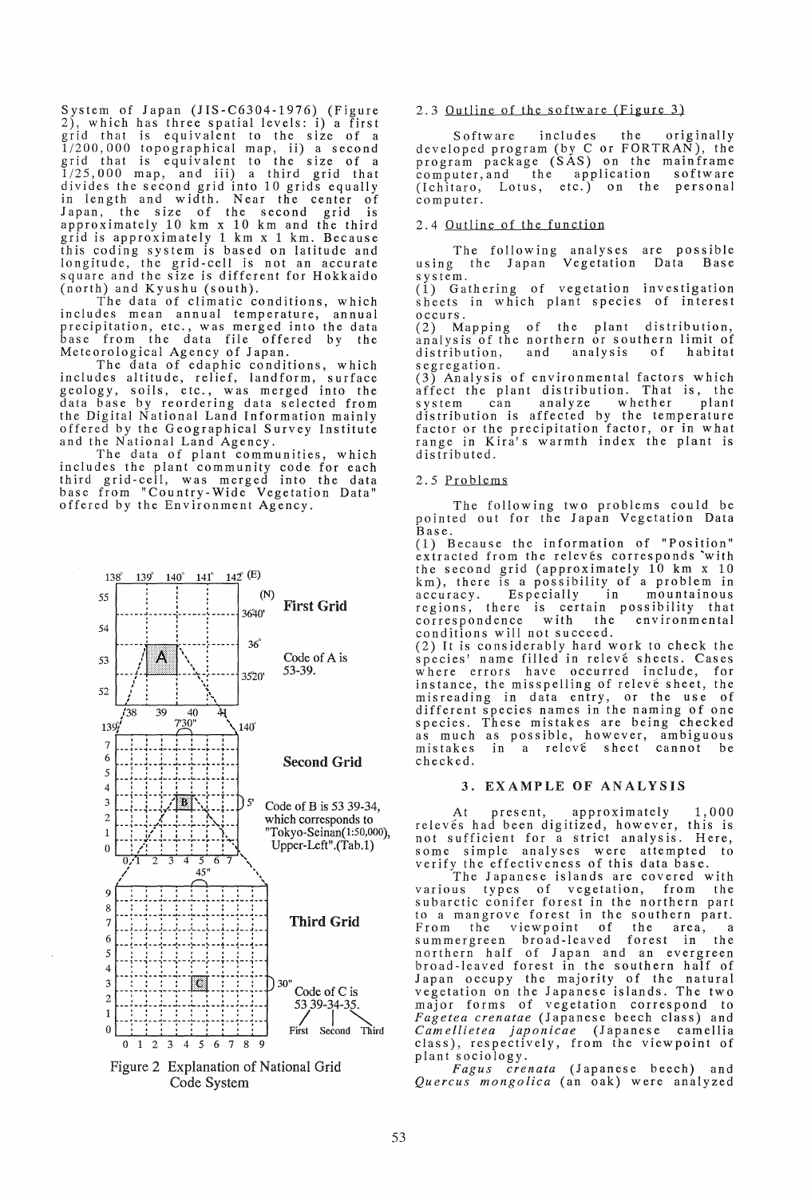System of Japan (JIS-C6304-1976) (Figure 2), which has three spatial levels: i) a first grid that is equivalent to the size of a 1/200,000 topographical map, ii) a second grid that is equivalent to the size of a 1/25,000 map, and iii) a third grid that divides the second grid into 10 grids equally in length and width. Near the center of Japan, the size of the second grid is approximately 10 km x 10 km and the third grid is approximately 1 km x 1 km. Because this coding system is based on latitude and longitude, the grid-cell is not an accurate square and the size is different for Hokkaido (north) and Kyushu (south).

The data of climatic conditions, which includes mean annual temperature, annual precipitation, etc., was merged into the data base from the data file offered by the Meteorological Agency of Japan.

The data of edaphic conditions, which includes altitude, relief, landform, surface geology, soils, etc., was merged into the data base by reordering data selected from the Digital National Land Information mainly offered by the Geographical Survey Institute and the National Land Agency.

The data of plant communities, which includes the plant community code for each third grid-cell, was merged into the data base from "Country-Wide Vegetation Data" offered by the Environment Agency.

Figure 2 Explanation of National Grid Code System

### 2.3 Outline of the software (Figure 3)

Software includes the originally developed program (by C or FORTRAN), the program package (SAS) on the mainframe computer, and the application software (Ichitaro, Lotus, etc.) on the personal computer.

### 2.4 Outline of the function

The following analyses are possible using the Japan Vegetation Data Base system.

(1) Gathering of vegetation investigation sheets in which plant species of interest occurs.

(2) Mapping of the plant distribution, analysis of the northern or southern limit of distribution, and analysis of habitat segregation.

(3) Analysis of environmental factors which affect the plant distribution. That is, the system can analyze whether plant distribution is affected by the temperature factor or the precipitation factor, or in what range in Kira's warmth index the plant is distributed.

### 2.5 Problems

The following two problems could be pointed out for the Japan Vegetation Data Base.

(1) Because the information of "Position" extracted from the relevés corresponds with the second grid (approximately 10 km x 10 km), there is a possibility of a problem in accuracy. Especially in mountainous regions, there is certain possibility that correspondence with the environmental conditions will not succeed.

(2) It is considerably hard work to check the species' name filled in relevé sheets. Cases where errors have occurred include, for instance, the misspelling of relevé sheet, the misreading in data entry, or the use of different species names in the naming of one species. These mistakes are being checked as much as possible, however, ambiguous mistakes in a relevé sheet cannot be checked.

## 3. EXAMPLE OF ANALYSIS

At present, approximately 1,000 relevés had been digitized, however, this is not sufficient for a strict analysis. Here, some simple analyses were attempted to verify the effectiveness of this data base.

The Japanese islands are covered with various types of vegetation, from the subarctic conifer forest in the northern part to a mangrove forest in the southern part. From the viewpoint of the area, a summergreen broad-leaved forest in the northern half of Japan and an evergreen broad-leaved forest in the southern half of Japan occupy the majority of the natural vegetation on the Japanese islands. The two major forms of vegetation correspond to *Fagetea crenatae* (Japanese beech class) and *Camellietea japonicae* (Japanese camellia class), respectively, from the viewpoint of plant sociology.

*Fagus crenata* (Japanese beech) and *Quercus mongolica* (an oak) were analyzed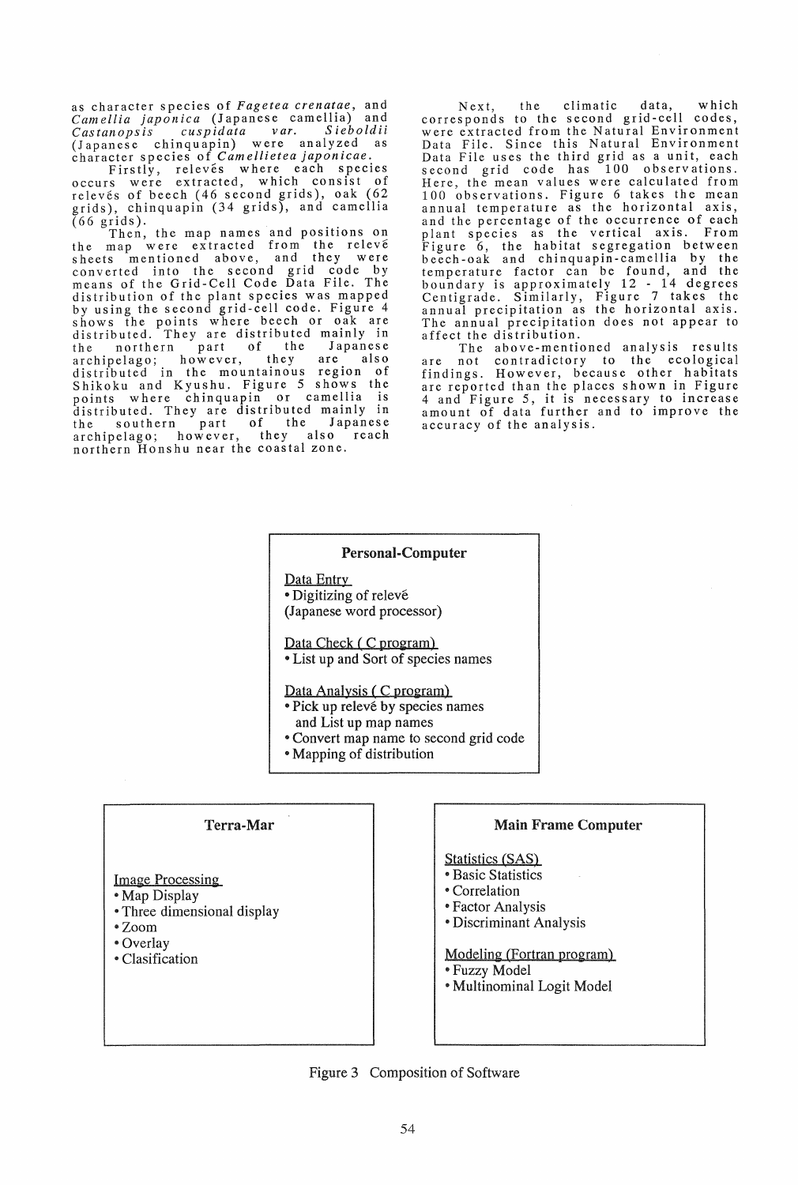as character species of *Fagetea crenatae*, and *Camellia japonica* (Japanese camellia) and *Castanopsis cuspidata var. Sieboldii* (Japanese chinquapin) were analyzed as character species of *Camellietea japonicae*.

Firstly, relevés where each species occurs were extracted, which consist of relevés of beech (46 second grids), oak (62 grids), chinquapin (34 grids), and camellia (66 grids).

Then, the map names and positions on the map were extracted from the relevé sheets mentioned above, and they were converted into the second grid code by means of the Grid-Cell Code Data File. The distribution of the plant species was mapped by using the second grid-cell code. Figure 4 shows the points where beech or oak are distributed. They are distributed mainly in the northern part of the Japanese archipelago; however, they are also distributed in the mountainous region of Shikoku and Kyushu. Figure 5 shows the points where chinquapin or camellia is distributed. They are distributed mainly in the southern part of the Japanese archipelago; however, they also reach northern Honshu near the coastal zone.

Next, the climatic data, which corresponds to the second grid-cell codes, were extracted from the Natural Environment Data File. Since this Natural Environment Data File uses the third grid as a unit, each second grid code has 100 observations. Here, the mean values were calculated from 100 observations. Figure 6 takes the mean annual temperature as the horizontal axis, and the percentage of the occurrence of each plant species as the vertical axis. From Figure 6, the habitat segregation between beech-oak and chinquapin-camellia by the temperature factor can be found, and the boundary is approximately 12 - 14 degrees Centigrade. Similarly, Figure 7 takes the annual precipitation as the horizontal axis. The annual precipitation does not appear to affect the distribution.

The above-mentioned analysis results are not contradictory to the ecological findings. However, because other habitats are reported than the places shown in Figure 4 and Figure 5, it is necessary to increase amount of data further and to improve the accuracy of the analysis.

**Personal-Computer**

Data Entry
- Digitizing of relevé
(Japanese word processor)

Data Check ( C program)
- List up and Sort of species names

Data Analysis ( C program)
- Pick up relevé by species names and List up map names
- Convert map name to second grid code
- Mapping of distribution

**Terra-Mar**

Image Processing
- Map Display
- Three dimensional display
- Zoom
- Overlay
- Clasification

**Main Frame Computer**

Statistics (SAS)
- Basic Statistics
- Correlation
- Factor Analysis
- Discriminant Analysis

Modeling (Fortran program)
- Fuzzy Model
- Multinominal Logit Model

Figure 3 Composition of Software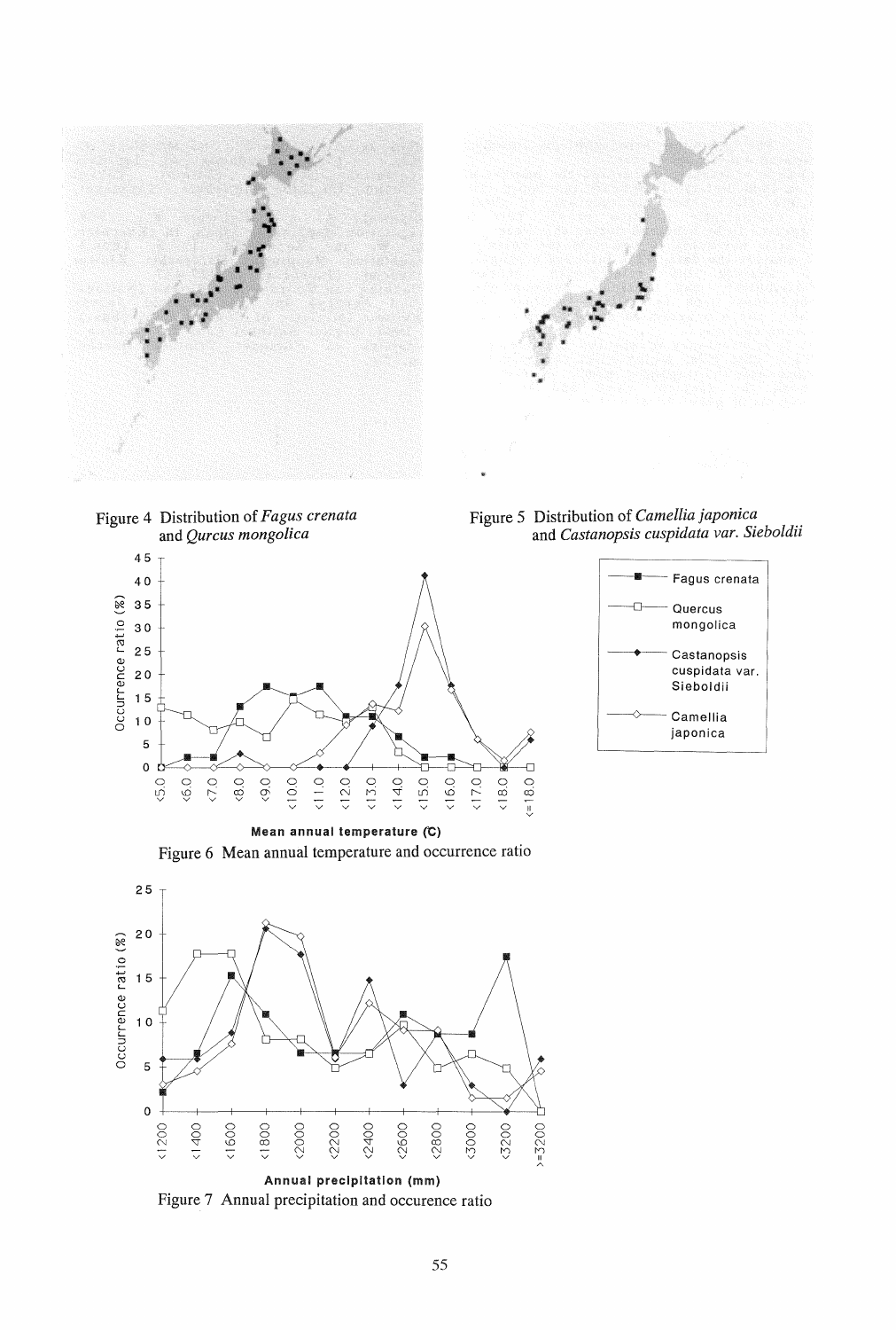Figure 4 Distribution of *Fagus crenata* and *Qurcus mongolica*

Figure 5 Distribution of *Camellia japonica* and *Castanopsis cuspidata var. Sieboldii*

Figure 6 Mean annual temperature and occurrence ratio

Figure 7 Annual precipitation and occurence ratio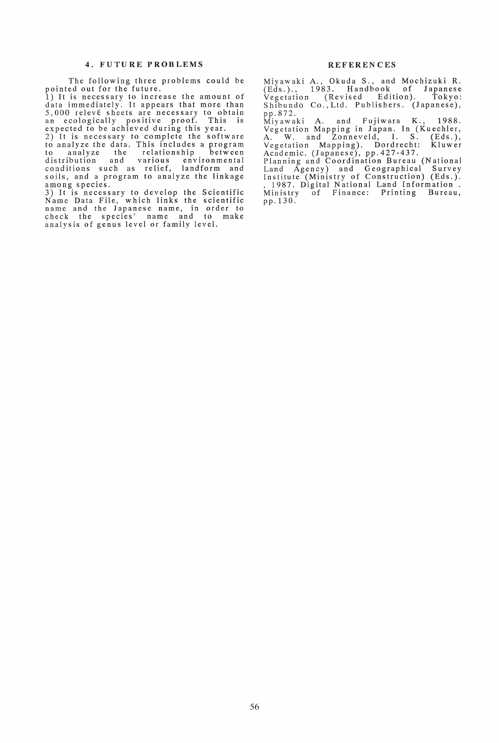## 4. FUTURE PROBLEMS

The following three problems could be pointed out for the future.

1) It is necessary to increase the amount of data immediately. It appears that more than 5,000 relevé sheets are necessary to obtain an ecologically positive proof. This is expected to be achieved during this year.

2) It is necessary to complete the software to analyze the data. This includes a program to analyze the relationship between distribution and various environmental conditions such as relief, landform and soils, and a program to analyze the linkage among species.

3) It is necessary to develop the Scientific Name Data File, which links the scientific name and the Japanese name, in order to check the species' name and to make analysis of genus level or family level.

## REFERENCES

Miyawaki A., Okuda S., and Mochizuki R. (Eds.)., 1983. Handbook of Japanese Vegetation (Revised Edition). Tokyo: Shibundo Co.,Ltd. Publishers. (Japanese), pp.872.

Miyawaki A. and Fujiwara K., 1988. Vegetation Mapping in Japan. In (Kuechler, A. W. and Zonneveld, I. S. (Eds.), Vegetation Mapping). Dordrecht: Kluwer Academic. (Japanese), pp.427-437.

Planning and Coordination Bureau (National Land Agency) and Geographical Survey Institute (Ministry of Construction) (Eds.). , 1987. Digital National Land Information . Ministry of Finance: Printing Bureau, pp.130.